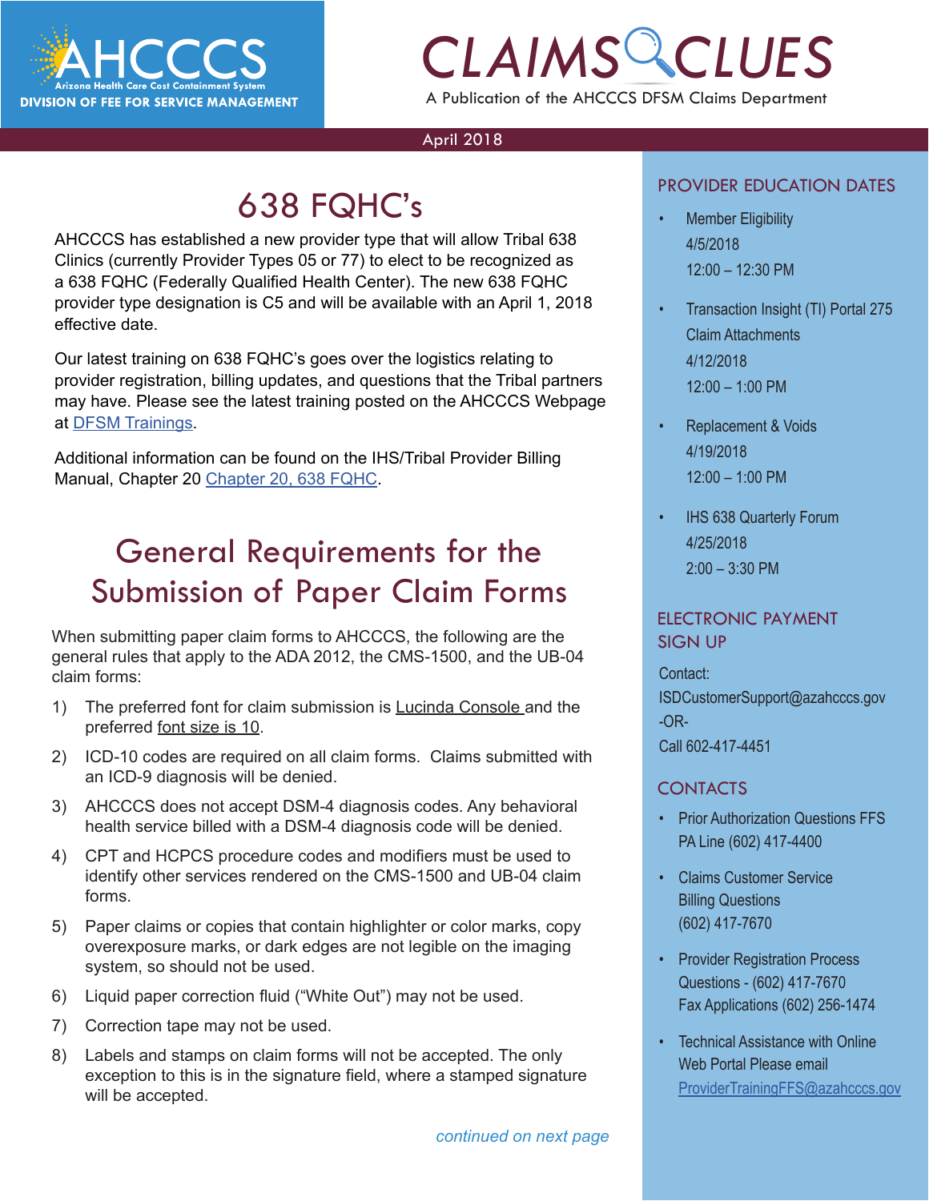AHCCCS
Arizona Health Care Cost Containment System
DIVISION OF FEE FOR SERVICE MANAGEMENT

# CLAIMS CLUES

A Publication of the AHCCCS DFSM Claims Department

April 2018

## 638 FQHC's

AHCCCS has established a new provider type that will allow Tribal 638 Clinics (currently Provider Types 05 or 77) to elect to be recognized as a 638 FQHC (Federally Qualified Health Center). The new 638 FQHC provider type designation is C5 and will be available with an April 1, 2018 effective date.

Our latest training on 638 FQHC's goes over the logistics relating to provider registration, billing updates, and questions that the Tribal partners may have. Please see the latest training posted on the AHCCCS Webpage at DFSM Trainings.

Additional information can be found on the IHS/Tribal Provider Billing Manual, Chapter 20 Chapter 20, 638 FQHC.

## General Requirements for the Submission of Paper Claim Forms

When submitting paper claim forms to AHCCCS, the following are the general rules that apply to the ADA 2012, the CMS-1500, and the UB-04 claim forms:

1) The preferred font for claim submission is Lucinda Console and the preferred font size is 10.
2) ICD-10 codes are required on all claim forms. Claims submitted with an ICD-9 diagnosis will be denied.
3) AHCCCS does not accept DSM-4 diagnosis codes. Any behavioral health service billed with a DSM-4 diagnosis code will be denied.
4) CPT and HCPCS procedure codes and modifiers must be used to identify other services rendered on the CMS-1500 and UB-04 claim forms.
5) Paper claims or copies that contain highlighter or color marks, copy overexposure marks, or dark edges are not legible on the imaging system, so should not be used.
6) Liquid paper correction fluid ("White Out") may not be used.
7) Correction tape may not be used.
8) Labels and stamps on claim forms will not be accepted. The only exception to this is in the signature field, where a stamped signature will be accepted.

*continued on next page*

### PROVIDER EDUCATION DATES

- Member Eligibility
  4/5/2018
  12:00 – 12:30 PM
- Transaction Insight (TI) Portal 275 Claim Attachments
  4/12/2018
  12:00 – 1:00 PM
- Replacement & Voids
  4/19/2018
  12:00 – 1:00 PM
- IHS 638 Quarterly Forum
  4/25/2018
  2:00 – 3:30 PM

### ELECTRONIC PAYMENT SIGN UP

Contact:
ISDCustomerSupport@azahcccs.gov
-OR-
Call 602-417-4451

### CONTACTS

- Prior Authorization Questions FFS PA Line (602) 417-4400
- Claims Customer Service Billing Questions (602) 417-7670
- Provider Registration Process Questions - (602) 417-7670 Fax Applications (602) 256-1474
- Technical Assistance with Online Web Portal Please email ProviderTrainingFFS@azahcccs.gov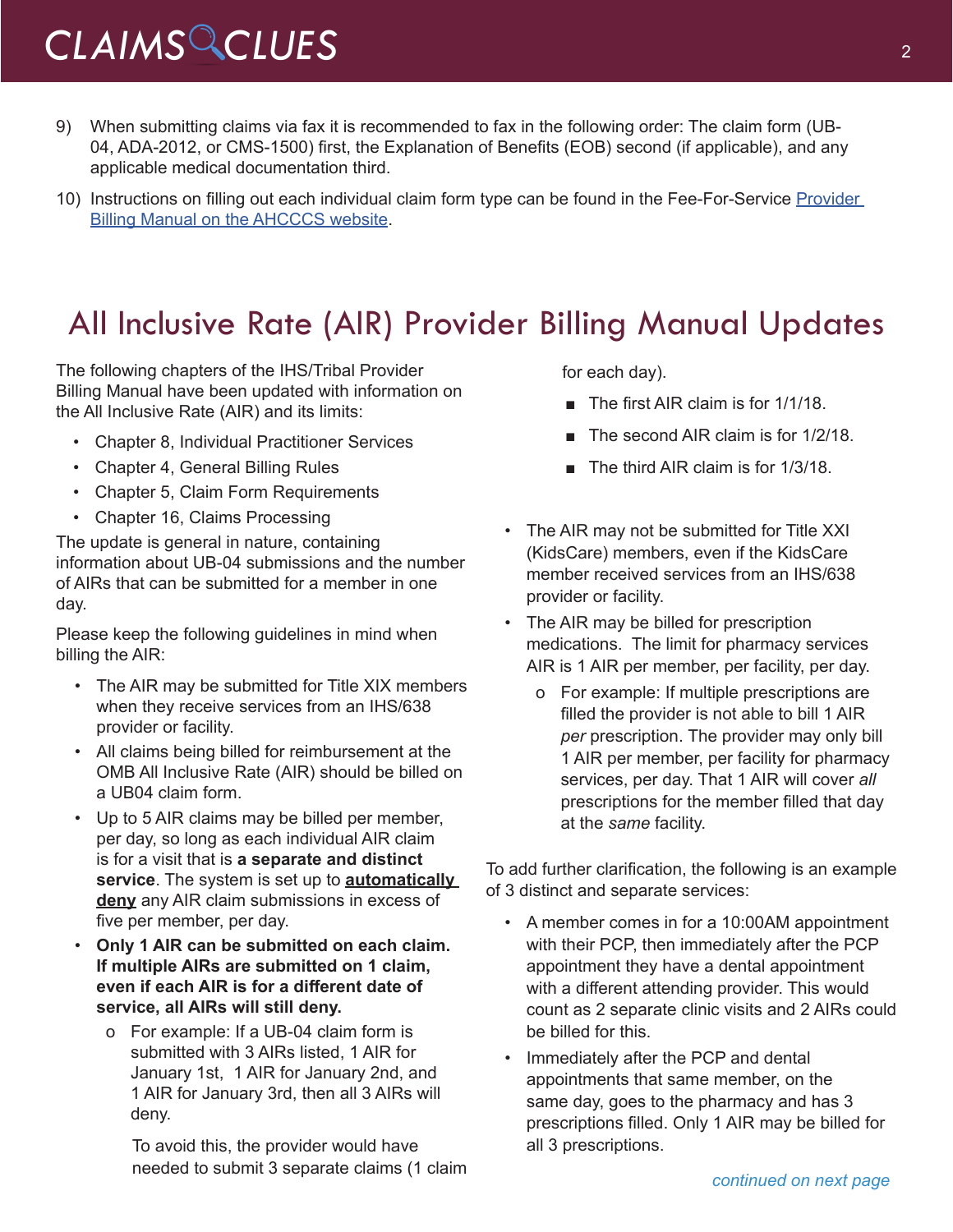9) When submitting claims via fax it is recommended to fax in the following order: The claim form (UB-04, ADA-2012, or CMS-1500) first, the Explanation of Benefits (EOB) second (if applicable), and any applicable medical documentation third.

10) Instructions on filling out each individual claim form type can be found in the Fee-For-Service [Provider Billing Manual on the AHCCCS website](#).

# All Inclusive Rate (AIR) Provider Billing Manual Updates

The following chapters of the IHS/Tribal Provider Billing Manual have been updated with information on the All Inclusive Rate (AIR) and its limits:

- Chapter 8, Individual Practitioner Services
- Chapter 4, General Billing Rules
- Chapter 5, Claim Form Requirements
- Chapter 16, Claims Processing

The update is general in nature, containing information about UB-04 submissions and the number of AIRs that can be submitted for a member in one day.

Please keep the following guidelines in mind when billing the AIR:

- The AIR may be submitted for Title XIX members when they receive services from an IHS/638 provider or facility.
- All claims being billed for reimbursement at the OMB All Inclusive Rate (AIR) should be billed on a UB04 claim form.
- Up to 5 AIR claims may be billed per member, per day, so long as each individual AIR claim is for a visit that is **a separate and distinct service**. The system is set up to **<u>automatically deny</u>** any AIR claim submissions in excess of five per member, per day.
- **Only 1 AIR can be submitted on each claim. If multiple AIRs are submitted on 1 claim, even if each AIR is for a different date of service, all AIRs will still deny.**
  - For example: If a UB-04 claim form is submitted with 3 AIRs listed, 1 AIR for January 1st, 1 AIR for January 2nd, and 1 AIR for January 3rd, then all 3 AIRs will deny.

    To avoid this, the provider would have needed to submit 3 separate claims (1 claim for each day).

    - The first AIR claim is for 1/1/18.
    - The second AIR claim is for 1/2/18.
    - The third AIR claim is for 1/3/18.

- The AIR may not be submitted for Title XXI (KidsCare) members, even if the KidsCare member received services from an IHS/638 provider or facility.
- The AIR may be billed for prescription medications. The limit for pharmacy services AIR is 1 AIR per member, per facility, per day.
  - For example: If multiple prescriptions are filled the provider is not able to bill 1 AIR *per* prescription. The provider may only bill 1 AIR per member, per facility for pharmacy services, per day. That 1 AIR will cover *all* prescriptions for the member filled that day at the *same* facility.

To add further clarification, the following is an example of 3 distinct and separate services:

- A member comes in for a 10:00AM appointment with their PCP, then immediately after the PCP appointment they have a dental appointment with a different attending provider. This would count as 2 separate clinic visits and 2 AIRs could be billed for this.
- Immediately after the PCP and dental appointments that same member, on the same day, goes to the pharmacy and has 3 prescriptions filled. Only 1 AIR may be billed for all 3 prescriptions.

*continued on next page*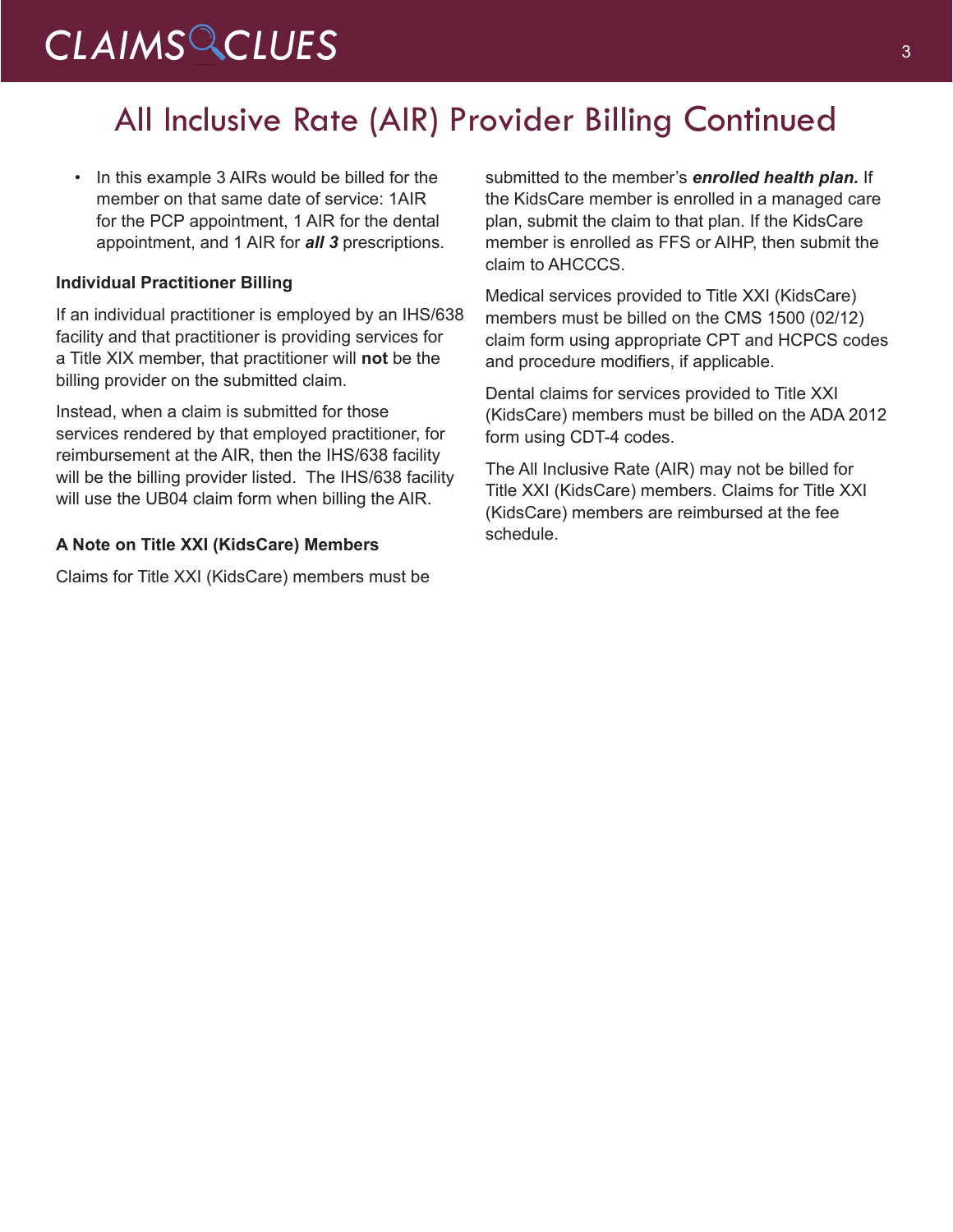# All Inclusive Rate (AIR) Provider Billing Continued

- In this example 3 AIRs would be billed for the member on that same date of service: 1AIR for the PCP appointment, 1 AIR for the dental appointment, and 1 AIR for ***all 3*** prescriptions.

**Individual Practitioner Billing**

If an individual practitioner is employed by an IHS/638 facility and that practitioner is providing services for a Title XIX member, that practitioner will **not** be the billing provider on the submitted claim.

Instead, when a claim is submitted for those services rendered by that employed practitioner, for reimbursement at the AIR, then the IHS/638 facility will be the billing provider listed. The IHS/638 facility will use the UB04 claim form when billing the AIR.

**A Note on Title XXI (KidsCare) Members**

Claims for Title XXI (KidsCare) members must be submitted to the member's ***enrolled health plan.*** If the KidsCare member is enrolled in a managed care plan, submit the claim to that plan. If the KidsCare member is enrolled as FFS or AIHP, then submit the claim to AHCCCS.

Medical services provided to Title XXI (KidsCare) members must be billed on the CMS 1500 (02/12) claim form using appropriate CPT and HCPCS codes and procedure modifiers, if applicable.

Dental claims for services provided to Title XXI (KidsCare) members must be billed on the ADA 2012 form using CDT-4 codes.

The All Inclusive Rate (AIR) may not be billed for Title XXI (KidsCare) members. Claims for Title XXI (KidsCare) members are reimbursed at the fee schedule.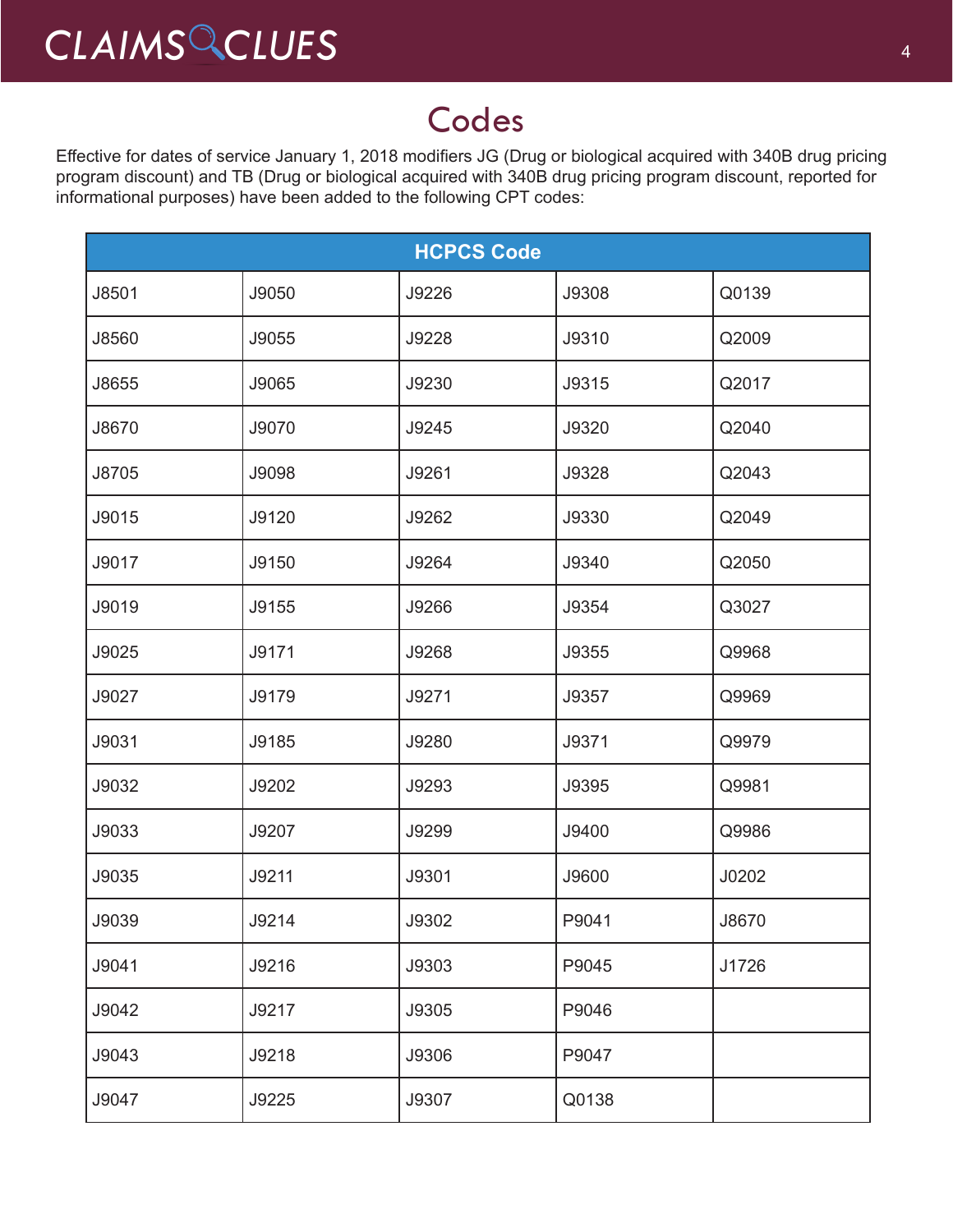# Codes

Effective for dates of service January 1, 2018 modifiers JG (Drug or biological acquired with 340B drug pricing program discount) and TB (Drug or biological acquired with 340B drug pricing program discount, reported for informational purposes) have been added to the following CPT codes:

| HCPCS Code | | | | |
|---|---|---|---|---|
| J8501 | J9050 | J9226 | J9308 | Q0139 |
| J8560 | J9055 | J9228 | J9310 | Q2009 |
| J8655 | J9065 | J9230 | J9315 | Q2017 |
| J8670 | J9070 | J9245 | J9320 | Q2040 |
| J8705 | J9098 | J9261 | J9328 | Q2043 |
| J9015 | J9120 | J9262 | J9330 | Q2049 |
| J9017 | J9150 | J9264 | J9340 | Q2050 |
| J9019 | J9155 | J9266 | J9354 | Q3027 |
| J9025 | J9171 | J9268 | J9355 | Q9968 |
| J9027 | J9179 | J9271 | J9357 | Q9969 |
| J9031 | J9185 | J9280 | J9371 | Q9979 |
| J9032 | J9202 | J9293 | J9395 | Q9981 |
| J9033 | J9207 | J9299 | J9400 | Q9986 |
| J9035 | J9211 | J9301 | J9600 | J0202 |
| J9039 | J9214 | J9302 | P9041 | J8670 |
| J9041 | J9216 | J9303 | P9045 | J1726 |
| J9042 | J9217 | J9305 | P9046 | |
| J9043 | J9218 | J9306 | P9047 | |
| J9047 | J9225 | J9307 | Q0138 | |